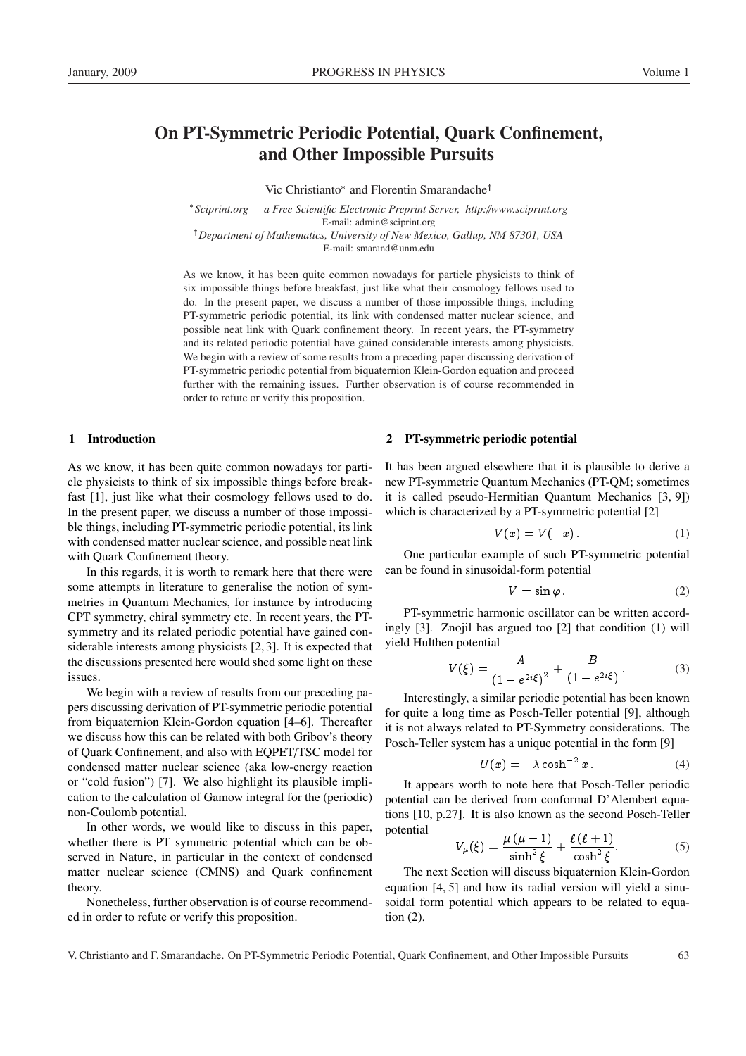# On PT-Symmetric Periodic Potential, Quark Confinement, and Other Impossible Pursuits

Vic Christianto[*] and Florentin Smarandache[†]

[*] *Sciprint.org — a Free Scientific Electronic Preprint Server, http://www.sciprint.org*
E-mail: admin@sciprint.org

[†] *Department of Mathematics, University of New Mexico, Gallup, NM 87301, USA*
E-mail: smarand@unm.edu

As we know, it has been quite common nowadays for particle physicists to think of six impossible things before breakfast, just like what their cosmology fellows used to do. In the present paper, we discuss a number of those impossible things, including PT-symmetric periodic potential, its link with condensed matter nuclear science, and possible neat link with Quark confinement theory. In recent years, the PT-symmetry and its related periodic potential have gained considerable interests among physicists. We begin with a review of some results from a preceding paper discussing derivation of PT-symmetric periodic potential from biquaternion Klein-Gordon equation and proceed further with the remaining issues. Further observation is of course recommended in order to refute or verify this proposition.

## 1 Introduction

As we know, it has been quite common nowadays for particle physicists to think of six impossible things before breakfast [1], just like what their cosmology fellows used to do. In the present paper, we discuss a number of those impossible things, including PT-symmetric periodic potential, its link with condensed matter nuclear science, and possible neat link with Quark Confinement theory.

In this regards, it is worth to remark here that there were some attempts in literature to generalise the notion of symmetries in Quantum Mechanics, for instance by introducing CPT symmetry, chiral symmetry etc. In recent years, the PT-symmetry and its related periodic potential have gained considerable interests among physicists [2, 3]. It is expected that the discussions presented here would shed some light on these issues.

We begin with a review of results from our preceding papers discussing derivation of PT-symmetric periodic potential from biquaternion Klein-Gordon equation [4–6]. Thereafter we discuss how this can be related with both Gribov's theory of Quark Confinement, and also with EQPET/TSC model for condensed matter nuclear science (aka low-energy reaction or "cold fusion") [7]. We also highlight its plausible implication to the calculation of Gamow integral for the (periodic) non-Coulomb potential.

In other words, we would like to discuss in this paper, whether there is PT symmetric potential which can be observed in Nature, in particular in the context of condensed matter nuclear science (CMNS) and Quark confinement theory.

Nonetheless, further observation is of course recommended in order to refute or verify this proposition.

## 2 PT-symmetric periodic potential

It has been argued elsewhere that it is plausible to derive a new PT-symmetric Quantum Mechanics (PT-QM; sometimes it is called pseudo-Hermitian Quantum Mechanics [3, 9]) which is characterized by a PT-symmetric potential [2]

$$V(x) = V(-x)\,. \tag{1}$$

One particular example of such PT-symmetric potential can be found in sinusoidal-form potential

$$V = \sin\varphi\,. \tag{2}$$

PT-symmetric harmonic oscillator can be written accordingly [3]. Znojil has argued too [2] that condition (1) will yield Hulthen potential

$$V(\xi) = \frac{A}{\left(1-e^{2i\xi}\right)^2} + \frac{B}{\left(1-e^{2i\xi}\right)}\,. \tag{3}$$

Interestingly, a similar periodic potential has been known for quite a long time as Posch-Teller potential [9], although it is not always related to PT-Symmetry considerations. The Posch-Teller system has a unique potential in the form [9]

$$U(x) = -\lambda\cosh^{-2}x\,. \tag{4}$$

It appears worth to note here that Posch-Teller periodic potential can be derived from conformal D'Alembert equations [10, p.27]. It is also known as the second Posch-Teller potential

$$V_\mu(\xi) = \frac{\mu\,(\mu-1)}{\sinh^2\xi} + \frac{\ell\,(\ell+1)}{\cosh^2\xi}. \tag{5}$$

The next Section will discuss biquaternion Klein-Gordon equation [4, 5] and how its radial version will yield a sinusoidal form potential which appears to be related to equation (2).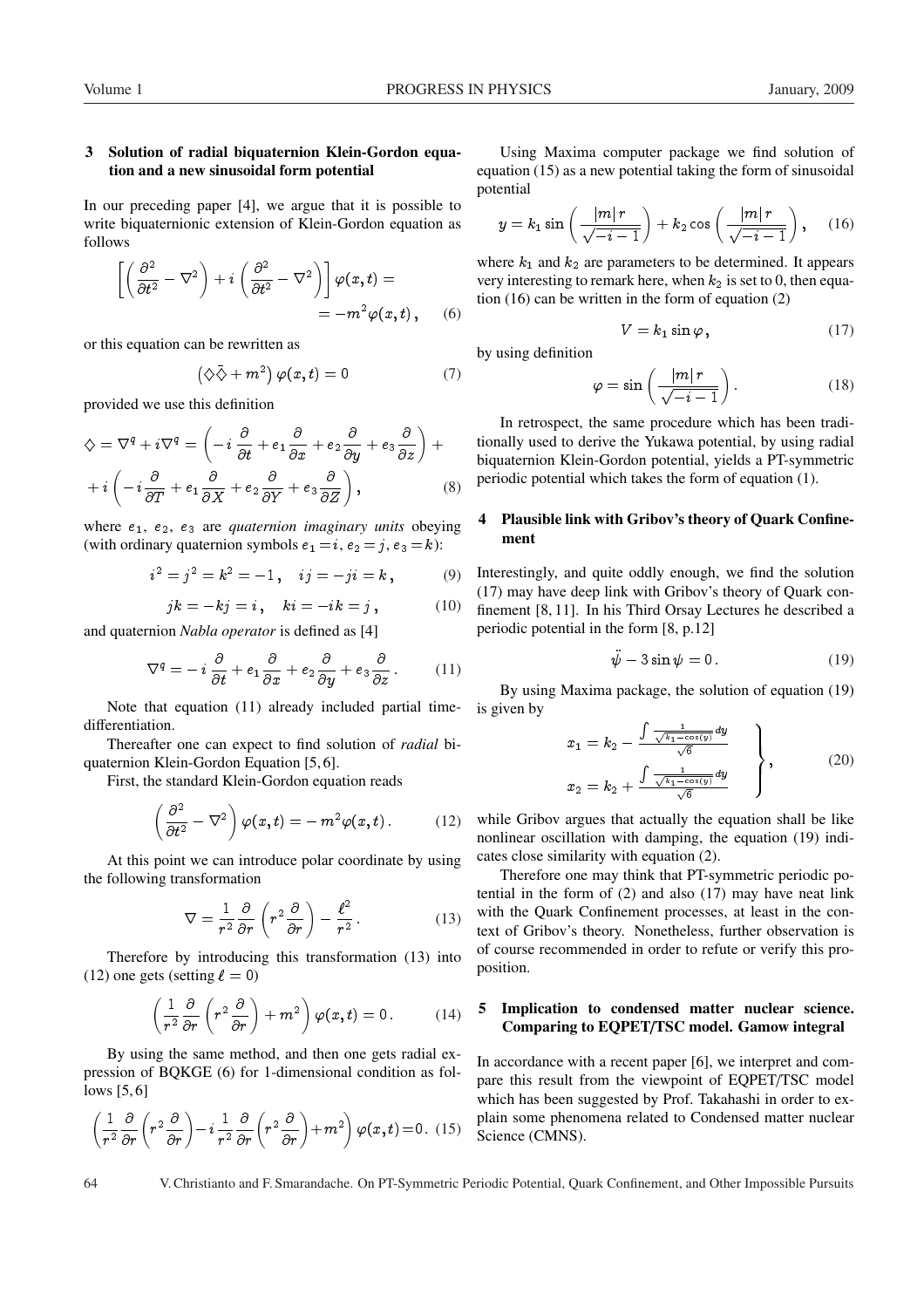## 3 Solution of radial biquaternion Klein-Gordon equation and a new sinusoidal form potential

In our preceding paper [4], we argue that it is possible to write biquaternionic extension of Klein-Gordon equation as follows

$$\left[\left(\frac{\partial^2}{\partial t^2}-\nabla^2\right)+i\left(\frac{\partial^2}{\partial t^2}-\nabla^2\right)\right]\varphi(x,t)= \\ =-m^2\varphi(x,t)\,, \qquad (6)$$

or this equation can be rewritten as

$$\left(\diamondsuit\bar{\diamondsuit}+m^2\right)\varphi(x,t)=0 \qquad (7)$$

provided we use this definition

$$\diamondsuit=\nabla^q+i\nabla^q=\left(-i\frac{\partial}{\partial t}+e_1\frac{\partial}{\partial x}+e_2\frac{\partial}{\partial y}+e_3\frac{\partial}{\partial z}\right)+ \\ +i\left(-i\frac{\partial}{\partial T}+e_1\frac{\partial}{\partial X}+e_2\frac{\partial}{\partial Y}+e_3\frac{\partial}{\partial Z}\right), \qquad (8)$$

where $e_1$, $e_2$, $e_3$ are *quaternion imaginary units* obeying (with ordinary quaternion symbols $e_1=i$, $e_2=j$, $e_3=k$):

$$i^2=j^2=k^2=-1\,,\quad ij=-ji=k\,, \qquad (9)$$

$$jk=-kj=i\,,\quad ki=-ik=j\,, \qquad (10)$$

and quaternion *Nabla operator* is defined as [4]

$$\nabla^q=-i\frac{\partial}{\partial t}+e_1\frac{\partial}{\partial x}+e_2\frac{\partial}{\partial y}+e_3\frac{\partial}{\partial z}\,. \qquad (11)$$

Note that equation (11) already included partial time-differentiation.

Thereafter one can expect to find solution of *radial* biquaternion Klein-Gordon Equation [5, 6].

First, the standard Klein-Gordon equation reads

$$\left(\frac{\partial^2}{\partial t^2}-\nabla^2\right)\varphi(x,t)=-m^2\varphi(x,t)\,. \qquad (12)$$

At this point we can introduce polar coordinate by using the following transformation

$$\nabla=\frac{1}{r^2}\frac{\partial}{\partial r}\left(r^2\frac{\partial}{\partial r}\right)-\frac{\ell^2}{r^2}\,. \qquad (13)$$

Therefore by introducing this transformation (13) into (12) one gets (setting $\ell=0$)

$$\left(\frac{1}{r^2}\frac{\partial}{\partial r}\left(r^2\frac{\partial}{\partial r}\right)+m^2\right)\varphi(x,t)=0\,. \qquad (14)$$

By using the same method, and then one gets radial expression of BQKGE (6) for 1-dimensional condition as follows [5, 6]

$$\left(\frac{1}{r^2}\frac{\partial}{\partial r}\left(r^2\frac{\partial}{\partial r}\right)-i\,\frac{1}{r^2}\frac{\partial}{\partial r}\left(r^2\frac{\partial}{\partial r}\right)+m^2\right)\varphi(x,t)=0\,. \qquad (15)$$

Using Maxima computer package we find solution of equation (15) as a new potential taking the form of sinusoidal potential

$$y=k_1\sin\left(\frac{|m|\,r}{\sqrt{-i-1}}\right)+k_2\cos\left(\frac{|m|\,r}{\sqrt{-i-1}}\right), \qquad (16)$$

where $k_1$ and $k_2$ are parameters to be determined. It appears very interesting to remark here, when $k_2$ is set to 0, then equation (16) can be written in the form of equation (2)

$$V=k_1\sin\varphi\,, \qquad (17)$$

by using definition

$$\varphi=\sin\left(\frac{|m|\,r}{\sqrt{-i-1}}\right). \qquad (18)$$

In retrospect, the same procedure which has been traditionally used to derive the Yukawa potential, by using radial biquaternion Klein-Gordon potential, yields a PT-symmetric periodic potential which takes the form of equation (1).

## 4 Plausible link with Gribov's theory of Quark Confinement

Interestingly, and quite oddly enough, we find the solution (17) may have deep link with Gribov's theory of Quark confinement [8, 11]. In his Third Orsay Lectures he described a periodic potential in the form [8, p.12]

$$\ddot{\psi}-3\sin\psi=0\,. \qquad (19)$$

By using Maxima package, the solution of equation (19) is given by

$$\left.\begin{aligned} x_1&=k_2-\frac{\int\frac{1}{\sqrt{k_1-\cos(y)}}dy}{\sqrt{6}}\\ x_2&=k_2+\frac{\int\frac{1}{\sqrt{k_1-\cos(y)}}dy}{\sqrt{6}}\end{aligned}\right\}, \qquad (20)$$

while Gribov argues that actually the equation shall be like nonlinear oscillation with damping, the equation (19) indicates close similarity with equation (2).

Therefore one may think that PT-symmetric periodic potential in the form of (2) and also (17) may have neat link with the Quark Confinement processes, at least in the context of Gribov's theory. Nonetheless, further observation is of course recommended in order to refute or verify this proposition.

## 5 Implication to condensed matter nuclear science. Comparing to EQPET/TSC model. Gamow integral

In accordance with a recent paper [6], we interpret and compare this result from the viewpoint of EQPET/TSC model which has been suggested by Prof. Takahashi in order to explain some phenomena related to Condensed matter nuclear Science (CMNS).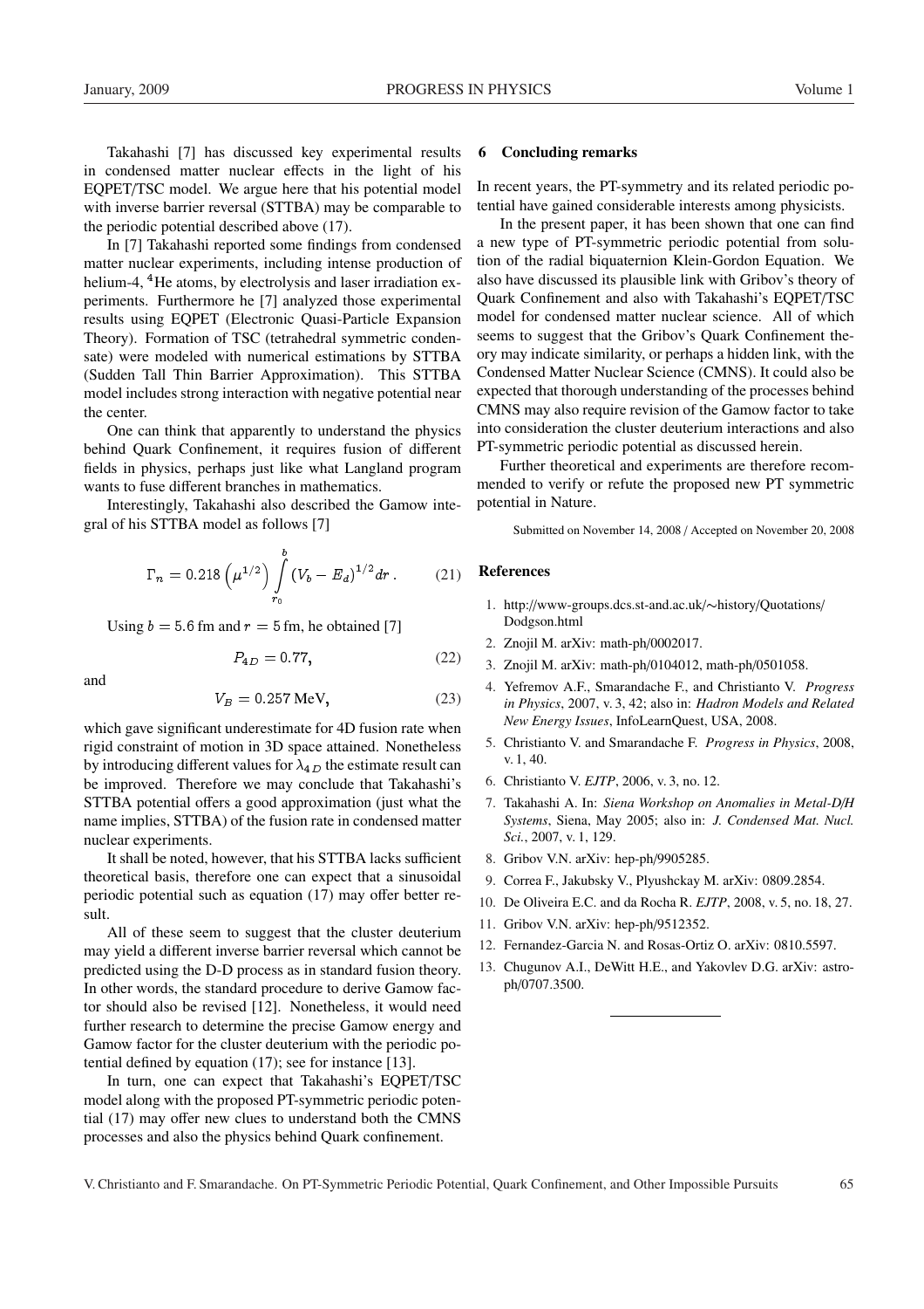Takahashi [7] has discussed key experimental results in condensed matter nuclear effects in the light of his EQPET/TSC model. We argue here that his potential model with inverse barrier reversal (STTBA) may be comparable to the periodic potential described above (17).

In [7] Takahashi reported some findings from condensed matter nuclear experiments, including intense production of helium-4, $^4$He atoms, by electrolysis and laser irradiation experiments. Furthermore he [7] analyzed those experimental results using EQPET (Electronic Quasi-Particle Expansion Theory). Formation of TSC (tetrahedral symmetric condensate) were modeled with numerical estimations by STTBA (Sudden Tall Thin Barrier Approximation). This STTBA model includes strong interaction with negative potential near the center.

One can think that apparently to understand the physics behind Quark Confinement, it requires fusion of different fields in physics, perhaps just like what Langland program wants to fuse different branches in mathematics.

Interestingly, Takahashi also described the Gamow integral of his STTBA model as follows [7]

$$\Gamma_n = 0.218 \left(\mu^{1/2}\right) \int_{r_0}^{b} \left(V_b - E_d\right)^{1/2} dr \,. \tag{21}$$

Using $b = 5.6$ fm and $r = 5$ fm, he obtained [7]

$$P_{4D} = 0.77, \tag{22}$$

and

$$V_B = 0.257\,\text{MeV}, \tag{23}$$

which gave significant underestimate for 4D fusion rate when rigid constraint of motion in 3D space attained. Nonetheless by introducing different values for $\lambda_{4D}$ the estimate result can be improved. Therefore we may conclude that Takahashi's STTBA potential offers a good approximation (just what the name implies, STTBA) of the fusion rate in condensed matter nuclear experiments.

It shall be noted, however, that his STTBA lacks sufficient theoretical basis, therefore one can expect that a sinusoidal periodic potential such as equation (17) may offer better result.

All of these seem to suggest that the cluster deuterium may yield a different inverse barrier reversal which cannot be predicted using the D-D process as in standard fusion theory. In other words, the standard procedure to derive Gamow factor should also be revised [12]. Nonetheless, it would need further research to determine the precise Gamow energy and Gamow factor for the cluster deuterium with the periodic potential defined by equation (17); see for instance [13].

In turn, one can expect that Takahashi's EQPET/TSC model along with the proposed PT-symmetric periodic potential (17) may offer new clues to understand both the CMNS processes and also the physics behind Quark confinement.

## 6 Concluding remarks

In recent years, the PT-symmetry and its related periodic potential have gained considerable interests among physicists.

In the present paper, it has been shown that one can find a new type of PT-symmetric periodic potential from solution of the radial biquaternion Klein-Gordon Equation. We also have discussed its plausible link with Gribov's theory of Quark Confinement and also with Takahashi's EQPET/TSC model for condensed matter nuclear science. All of which seems to suggest that the Gribov's Quark Confinement theory may indicate similarity, or perhaps a hidden link, with the Condensed Matter Nuclear Science (CMNS). It could also be expected that thorough understanding of the processes behind CMNS may also require revision of the Gamow factor to take into consideration the cluster deuterium interactions and also PT-symmetric periodic potential as discussed herein.

Further theoretical and experiments are therefore recommended to verify or refute the proposed new PT symmetric potential in Nature.

Submitted on November 14, 2008 / Accepted on November 20, 2008

## References

1. http://www-groups.dcs.st-and.ac.uk/~history/Quotations/Dodgson.html
2. Znojil M. arXiv: math-ph/0002017.
3. Znojil M. arXiv: math-ph/0104012, math-ph/0501058.
4. Yefremov A.F., Smarandache F., and Christianto V. *Progress in Physics*, 2007, v. 3, 42; also in: *Hadron Models and Related New Energy Issues*, InfoLearnQuest, USA, 2008.
5. Christianto V. and Smarandache F. *Progress in Physics*, 2008, v. 1, 40.
6. Christianto V. *EJTP*, 2006, v. 3, no. 12.
7. Takahashi A. In: *Siena Workshop on Anomalies in Metal-D/H Systems*, Siena, May 2005; also in: *J. Condensed Mat. Nucl. Sci.*, 2007, v. 1, 129.
8. Gribov V.N. arXiv: hep-ph/9905285.
9. Correa F., Jakubsky V., Plyushckay M. arXiv: 0809.2854.
10. De Oliveira E.C. and da Rocha R. *EJTP*, 2008, v. 5, no. 18, 27.
11. Gribov V.N. arXiv: hep-ph/9512352.
12. Fernandez-Garcia N. and Rosas-Ortiz O. arXiv: 0810.5597.
13. Chugunov A.I., DeWitt H.E., and Yakovlev D.G. arXiv: astro-ph/0707.3500.